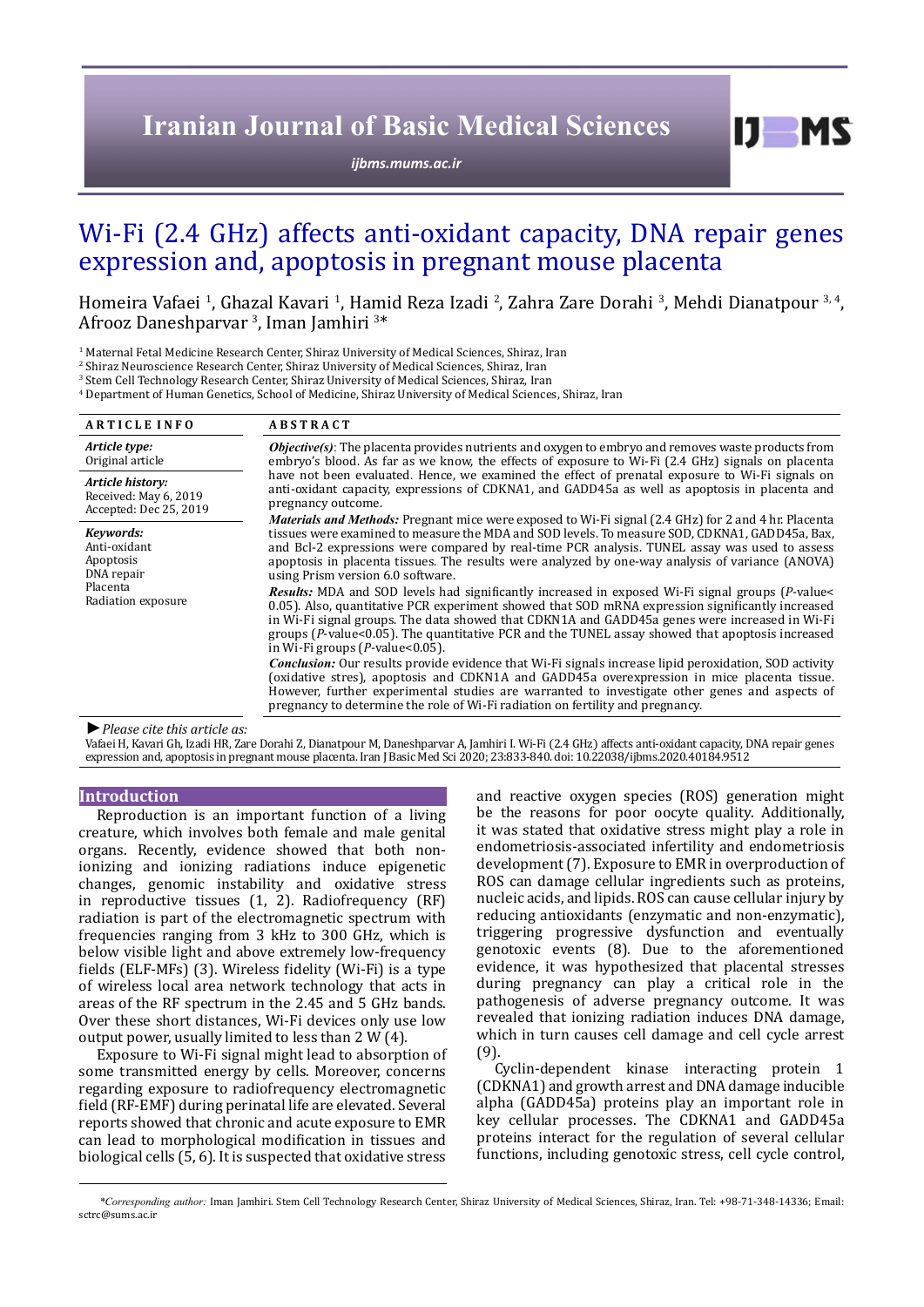# Wi-Fi (2.4 GHz) affects anti-oxidant capacity, DNA repair genes expression and, apoptosis in pregnant mouse placenta

Homeira Vafaei [1], Ghazal Kavari [1], Hamid Reza Izadi [2], Zahra Zare Dorahi [3], Mehdi Dianatpour [3, 4], Afrooz Daneshparvar [3], Iman Jamhiri [3]*

[1] Maternal Fetal Medicine Research Center, Shiraz University of Medical Sciences, Shiraz, Iran
[2] Shiraz Neuroscience Research Center, Shiraz University of Medical Sciences, Shiraz, Iran
[3] Stem Cell Technology Research Center, Shiraz University of Medical Sciences, Shiraz, Iran
[4] Department of Human Genetics, School of Medicine, Shiraz University of Medical Sciences, Shiraz, Iran

## ARTICLE INFO

*Article type:*
Original article

*Article history:*
Received: May 6, 2019
Accepted: Dec 25, 2019

*Keywords:*
Anti-oxidant
Apoptosis
DNA repair
Placenta
Radiation exposure

## ABSTRACT

***Objective(s)***: The placenta provides nutrients and oxygen to embryo and removes waste products from embryo's blood. As far as we know, the effects of exposure to Wi-Fi (2.4 GHz) signals on placenta have not been evaluated. Hence, we examined the effect of prenatal exposure to Wi-Fi signals on anti-oxidant capacity, expressions of CDKNA1, and GADD45a as well as apoptosis in placenta and pregnancy outcome.

***Materials and Methods:*** Pregnant mice were exposed to Wi-Fi signal (2.4 GHz) for 2 and 4 hr. Placenta tissues were examined to measure the MDA and SOD levels. To measure SOD, CDKNA1, GADD45a, Bax, and Bcl-2 expressions were compared by real-time PCR analysis. TUNEL assay was used to assess apoptosis in placenta tissues. The results were analyzed by one-way analysis of variance (ANOVA) using Prism version 6.0 software.

***Results:*** MDA and SOD levels had significantly increased in exposed Wi-Fi signal groups ($P$-value< 0.05). Also, quantitative PCR experiment showed that SOD mRNA expression significantly increased in Wi-Fi signal groups. The data showed that CDKN1A and GADD45a genes were increased in Wi-Fi groups ($P$-value<0.05). The quantitative PCR and the TUNEL assay showed that apoptosis increased in Wi-Fi groups ($P$-value<0.05).

***Conclusion:*** Our results provide evidence that Wi-Fi signals increase lipid peroxidation, SOD activity (oxidative stres), apoptosis and CDKN1A and GADD45a overexpression in mice placenta tissue. However, further experimental studies are warranted to investigate other genes and aspects of pregnancy to determine the role of Wi-Fi radiation on fertility and pregnancy.

► *Please cite this article as:*

Vafaei H, Kavari Gh, Izadi HR, Zare Dorahi Z, Dianatpour M, Daneshparvar A, Jamhiri I. Wi-Fi (2.4 GHz) affects anti-oxidant capacity, DNA repair genes expression and, apoptosis in pregnant mouse placenta. Iran J Basic Med Sci 2020; 23:833-840. doi: 10.22038/ijbms.2020.40184.9512

## Introduction

Reproduction is an important function of a living creature, which involves both female and male genital organs. Recently, evidence showed that both non-ionizing and ionizing radiations induce epigenetic changes, genomic instability and oxidative stress in reproductive tissues (1, 2). Radiofrequency (RF) radiation is part of the electromagnetic spectrum with frequencies ranging from 3 kHz to 300 GHz, which is below visible light and above extremely low-frequency fields (ELF-MFs) (3). Wireless fidelity (Wi-Fi) is a type of wireless local area network technology that acts in areas of the RF spectrum in the 2.45 and 5 GHz bands. Over these short distances, Wi-Fi devices only use low output power, usually limited to less than 2 W (4).

Exposure to Wi-Fi signal might lead to absorption of some transmitted energy by cells. Moreover, concerns regarding exposure to radiofrequency electromagnetic field (RF-EMF) during perinatal life are elevated. Several reports showed that chronic and acute exposure to EMR can lead to morphological modification in tissues and biological cells (5, 6). It is suspected that oxidative stress and reactive oxygen species (ROS) generation might be the reasons for poor oocyte quality. Additionally, it was stated that oxidative stress might play a role in endometriosis-associated infertility and endometriosis development (7). Exposure to EMR in overproduction of ROS can damage cellular ingredients such as proteins, nucleic acids, and lipids. ROS can cause cellular injury by reducing antioxidants (enzymatic and non-enzymatic), triggering progressive dysfunction and eventually genotoxic events (8). Due to the aforementioned evidence, it was hypothesized that placental stresses during pregnancy can play a critical role in the pathogenesis of adverse pregnancy outcome. It was revealed that ionizing radiation induces DNA damage, which in turn causes cell damage and cell cycle arrest (9).

Cyclin-dependent kinase interacting protein 1 (CDKNA1) and growth arrest and DNA damage inducible alpha (GADD45a) proteins play an important role in key cellular processes. The CDKNA1 and GADD45a proteins interact for the regulation of several cellular functions, including genotoxic stress, cell cycle control,

*\*Corresponding author:* Iman Jamhiri. Stem Cell Technology Research Center, Shiraz University of Medical Sciences, Shiraz, Iran. Tel: +98-71-348-14336; Email: sctrc@sums.ac.ir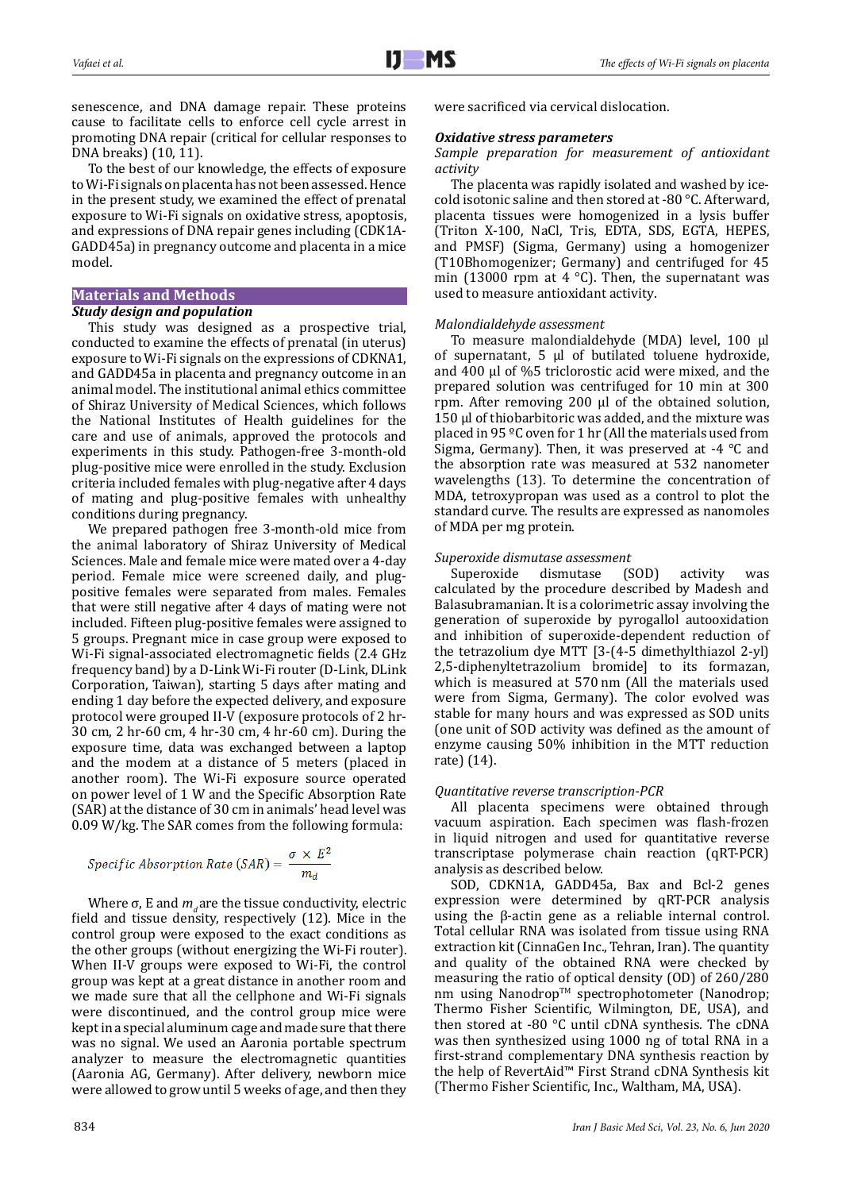senescence, and DNA damage repair. These proteins cause to facilitate cells to enforce cell cycle arrest in promoting DNA repair (critical for cellular responses to DNA breaks) (10, 11).

To the best of our knowledge, the effects of exposure to Wi-Fi signals on placenta has not been assessed. Hence in the present study, we examined the effect of prenatal exposure to Wi-Fi signals on oxidative stress, apoptosis, and expressions of DNA repair genes including (CDK1A-GADD45a) in pregnancy outcome and placenta in a mice model.

## Materials and Methods

### Study design and population

This study was designed as a prospective trial, conducted to examine the effects of prenatal (in uterus) exposure to Wi-Fi signals on the expressions of CDKNA1, and GADD45a in placenta and pregnancy outcome in an animal model. The institutional animal ethics committee of Shiraz University of Medical Sciences, which follows the National Institutes of Health guidelines for the care and use of animals, approved the protocols and experiments in this study. Pathogen-free 3-month-old plug-positive mice were enrolled in the study. Exclusion criteria included females with plug-negative after 4 days of mating and plug-positive females with unhealthy conditions during pregnancy.

We prepared pathogen free 3-month-old mice from the animal laboratory of Shiraz University of Medical Sciences. Male and female mice were mated over a 4-day period. Female mice were screened daily, and plug-positive females were separated from males. Females that were still negative after 4 days of mating were not included. Fifteen plug-positive females were assigned to 5 groups. Pregnant mice in case group were exposed to Wi-Fi signal-associated electromagnetic fields (2.4 GHz frequency band) by a D-Link Wi-Fi router (D-Link, DLink Corporation, Taiwan), starting 5 days after mating and ending 1 day before the expected delivery, and exposure protocol were grouped II-V (exposure protocols of 2 hr-30 cm, 2 hr-60 cm, 4 hr-30 cm, 4 hr-60 cm). During the exposure time, data was exchanged between a laptop and the modem at a distance of 5 meters (placed in another room). The Wi-Fi exposure source operated on power level of 1 W and the Specific Absorption Rate (SAR) at the distance of 30 cm in animals' head level was 0.09 W/kg. The SAR comes from the following formula:

$$\text{Specific Absorption Rate (SAR)} = \frac{\sigma \times E^2}{m_d}$$

Where σ, E and $m_d$ are the tissue conductivity, electric field and tissue density, respectively (12). Mice in the control group were exposed to the exact conditions as the other groups (without energizing the Wi-Fi router). When II-V groups were exposed to Wi-Fi, the control group was kept at a great distance in another room and we made sure that all the cellphone and Wi-Fi signals were discontinued, and the control group mice were kept in a special aluminum cage and made sure that there was no signal. We used an Aaronia portable spectrum analyzer to measure the electromagnetic quantities (Aaronia AG, Germany). After delivery, newborn mice were allowed to grow until 5 weeks of age, and then they were sacrificed via cervical dislocation.

### Oxidative stress parameters

*Sample preparation for measurement of antioxidant activity*

The placenta was rapidly isolated and washed by ice-cold isotonic saline and then stored at -80 °C. Afterward, placenta tissues were homogenized in a lysis buffer (Triton X-100, NaCl, Tris, EDTA, SDS, EGTA, HEPES, and PMSF) (Sigma, Germany) using a homogenizer (T10Bhomogenizer; Germany) and centrifuged for 45 min (13000 rpm at 4 °C). Then, the supernatant was used to measure antioxidant activity.

*Malondialdehyde assessment*

To measure malondialdehyde (MDA) level, 100 µl of supernatant, 5 µl of butilated toluene hydroxide, and 400 µl of %5 triclorostic acid were mixed, and the prepared solution was centrifuged for 10 min at 300 rpm. After removing 200 µl of the obtained solution, 150 µl of thiobarbitoric was added, and the mixture was placed in 95 ºC oven for 1 hr (All the materials used from Sigma, Germany). Then, it was preserved at -4 °C and the absorption rate was measured at 532 nanometer wavelengths (13). To determine the concentration of MDA, tetroxypropan was used as a control to plot the standard curve. The results are expressed as nanomoles of MDA per mg protein.

*Superoxide dismutase assessment*

Superoxide dismutase (SOD) activity was calculated by the procedure described by Madesh and Balasubramanian. It is a colorimetric assay involving the generation of superoxide by pyrogallol autooxidation and inhibition of superoxide-dependent reduction of the tetrazolium dye MTT [3-(4-5 dimethylthiazol 2-yl) 2,5-diphenyltetrazolium bromide] to its formazan, which is measured at 570 nm (All the materials used were from Sigma, Germany). The color evolved was stable for many hours and was expressed as SOD units (one unit of SOD activity was defined as the amount of enzyme causing 50% inhibition in the MTT reduction rate) (14).

*Quantitative reverse transcription-PCR*

All placenta specimens were obtained through vacuum aspiration. Each specimen was flash-frozen in liquid nitrogen and used for quantitative reverse transcriptase polymerase chain reaction (qRT-PCR) analysis as described below.

SOD, CDKN1A, GADD45a, Bax and Bcl-2 genes expression were determined by qRT-PCR analysis using the β-actin gene as a reliable internal control. Total cellular RNA was isolated from tissue using RNA extraction kit (CinnaGen Inc., Tehran, Iran). The quantity and quality of the obtained RNA were checked by measuring the ratio of optical density (OD) of 260/280 nm using Nanodrop™ spectrophotometer (Nanodrop; Thermo Fisher Scientific, Wilmington, DE, USA), and then stored at -80 °C until cDNA synthesis. The cDNA was then synthesized using 1000 ng of total RNA in a first-strand complementary DNA synthesis reaction by the help of RevertAid™ First Strand cDNA Synthesis kit (Thermo Fisher Scientific, Inc., Waltham, MA, USA).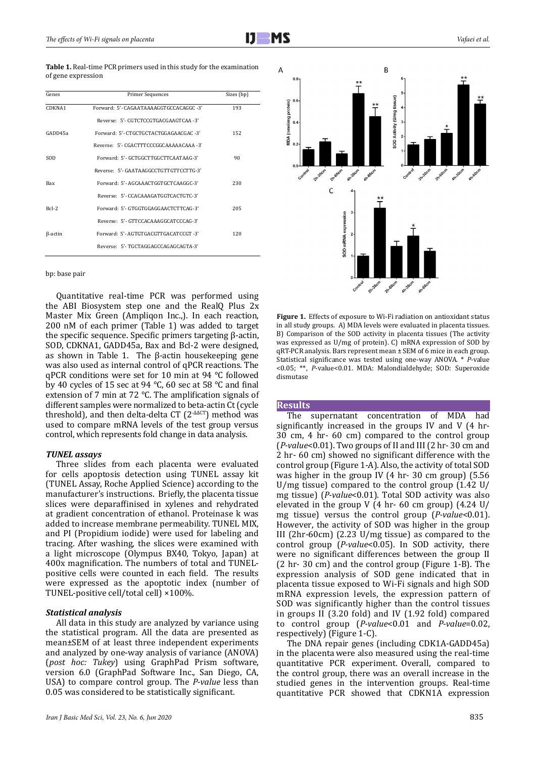**Table 1.** Real-time PCR primers used in this study for the examination of gene expression

| Genes | Primer Sequences | Sizes (bp) |
|---|---|---|
| CDKNA1 | Forward: 5'- CAGAATAAAAGGTGCCACAGGC -3' | 193 |
| | Reverse: 5'- CGTCTCCGTGACGAAGTCAA -3' | |
| GADD45a | Forward: 5'- CTGCTGCTACTGGAGAACGAC -3' | 152 |
| | Reverse: 5'- CGACTTTCCCGGCAAAAACAAA -3' | |
| SOD | Forward: 5'- GCTGGCTTGGCTTCAATAAG-3' | 90 |
| | Reverse: 5'- GAATAAGGCCTGTTGTTCCTTG-3' | |
| Bax | Forward: 5'- AGCAAACTGGTGCTCAAGGC-3' | 230 |
| | Reverse: 5'- CCACAAAGATGGTCACTGTC-3' | |
| Bcl-2 | Forward: 5'- GTGGTGGAGGAACTCTTCAG-3' | 205 |
| | Reverse: 5'- GTTCCACAAAGGCATCCCAG-3' | |
| β-actin | Forward: 5'- AGTGTGACGTTGACATCCGT -3' | 120 |
| | Reverse: 5'- TGCTAGGAGCCAGAGCAGTA-3' | |

bp: base pair

Quantitative real-time PCR was performed using the ABI Biosystem step one and the RealQ Plus 2x Master Mix Green (Ampliqon Inc.,). In each reaction, 200 nM of each primer (Table 1) was added to target the specific sequence. Specific primers targeting β-actin, SOD, CDKNA1, GADD45a, Bax and Bcl-2 were designed, as shown in Table 1. The β-actin housekeeping gene was also used as internal control of qPCR reactions. The qPCR conditions were set for 10 min at 94 °C followed by 40 cycles of 15 sec at 94 °C, 60 sec at 58 °C and final extension of 7 min at 72 °C. The amplification signals of different samples were normalized to beta-actin Ct (cycle threshold), and then delta-delta CT ($2^{-\Delta\Delta CT}$) method was used to compare mRNA levels of the test group versus control, which represents fold change in data analysis.

### *TUNEL assays*

Three slides from each placenta were evaluated for cells apoptosis detection using TUNEL assay kit (TUNEL Assay, Roche Applied Science) according to the manufacturer's instructions. Briefly, the placenta tissue slices were deparaffinised in xylenes and rehydrated at gradient concentration of ethanol. Proteinase k was added to increase membrane permeability. TUNEL MIX, and PI (Propidium iodide) were used for labeling and tracing. After washing, the slices were examined with a light microscope (Olympus BX40, Tokyo, Japan) at 400x magnification. The numbers of total and TUNEL-positive cells were counted in each field. The results were expressed as the apoptotic index (number of TUNEL-positive cell/total cell) ×100%.

### *Statistical analysis*

All data in this study are analyzed by variance using the statistical program. All the data are presented as mean±SEM of at least three independent experiments and analyzed by one-way analysis of variance (ANOVA) (*post hoc: Tukey*) using GraphPad Prism software, version 6.0 (GraphPad Software Inc., San Diego, CA, USA) to compare control group. The *P-value* less than 0.05 was considered to be statistically significant.

**Figure 1.** Effects of exposure to Wi-Fi radiation on antioxidant status in all study groups. A) MDA levels were evaluated in placenta tissues. B) Comparison of the SOD activity in placenta tissues (The activity was expressed as U/mg of protein). C) mRNA expression of SOD by qRT-PCR analysis. Bars represent mean ± SEM of 6 mice in each group. Statistical significance was tested using one-way ANOVA. * *P*-value <0.05; **, *P*-value<0.01. MDA: Malondialdehyde; SOD: Superoxide dismutase

## Results

The supernatant concentration of MDA had significantly increased in the groups IV and V (4 hr- 30 cm, 4 hr- 60 cm) compared to the control group (*P-value*<0.01). Two groups of II and III (2 hr- 30 cm and 2 hr- 60 cm) showed no significant difference with the control group (Figure 1-A). Also, the activity of total SOD was higher in the group IV (4 hr- 30 cm group) (5.56 U/mg tissue) compared to the control group (1.42 U/mg tissue) (*P-value*<0.01). Total SOD activity was also elevated in the group V (4 hr- 60 cm group) (4.24 U/mg tissue) versus the control group (*P-value*<0.01). However, the activity of SOD was higher in the group III (2hr-60cm) (2.23 U/mg tissue) as compared to the control group (*P-value*<0.05). In SOD activity, there were no significant differences between the group II (2 hr- 30 cm) and the control group (Figure 1-B). The expression analysis of SOD gene indicated that in placenta tissue exposed to Wi-Fi signals and high SOD mRNA expression levels, the expression pattern of SOD was significantly higher than the control tissues in groups II (3.20 fold) and IV (1.92 fold) compared to control group (*P-value*<0.01 and *P-value*=0.02, respectively) (Figure 1-C).

The DNA repair genes (including CDK1A-GADD45a) in the placenta were also measured using the real-time quantitative PCR experiment. Overall, compared to the control group, there was an overall increase in the studied genes in the intervention groups. Real-time quantitative PCR showed that CDKN1A expression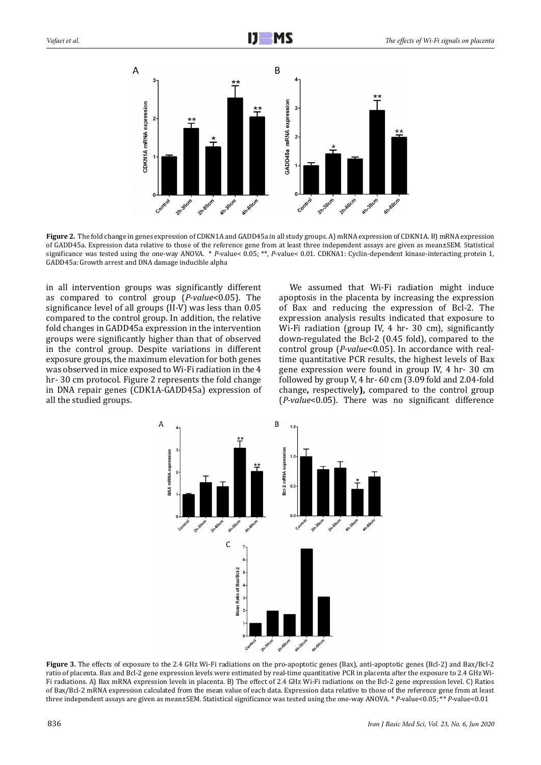**Figure 2.** The fold change in genes expression of CDKN1A and GADD45a in all study groups. A) mRNA expression of CDKN1A. B) mRNA expression of GADD45a. Expression data relative to those of the reference gene from at least three independent assays are given as mean±SEM. Statistical significance was tested using the one-way ANOVA. * *P*-value< 0.05; **, *P*-value< 0.01. CDKNA1: Cyclin-dependent kinase-interacting protein 1, GADD45a: Growth arrest and DNA damage inducible alpha

in all intervention groups was significantly different as compared to control group (*P-value*<0.05). The significance level of all groups (II-V) was less than 0.05 compared to the control group. In addition, the relative fold changes in GADD45a expression in the intervention groups were significantly higher than that of observed in the control group. Despite variations in different exposure groups, the maximum elevation for both genes was observed in mice exposed to Wi-Fi radiation in the 4 hr- 30 cm protocol. Figure 2 represents the fold change in DNA repair genes (CDK1A-GADD45a) expression of all the studied groups.

We assumed that Wi-Fi radiation might induce apoptosis in the placenta by increasing the expression of Bax and reducing the expression of Bcl-2. The expression analysis results indicated that exposure to Wi-Fi radiation (group IV, 4 hr- 30 cm), significantly down-regulated the Bcl-2 (0.45 fold), compared to the control group (*P-value*<0.05). In accordance with real-time quantitative PCR results, the highest levels of Bax gene expression were found in group IV, 4 hr- 30 cm followed by group V, 4 hr- 60 cm (3.09 fold and 2.04-fold change**,** respectively**),** compared to the control group (*P-value*<0.05). There was no significant difference

**Figure 3.** The effects of exposure to the 2.4 GHz Wi-Fi radiations on the pro-apoptotic genes (Bax), anti-apoptotic genes (Bcl-2) and Bax/Bcl-2 ratio of placenta. Bax and Bcl-2 gene expression levels were estimated by real-time quantitative PCR in placenta after the exposure to 2.4 GHz Wi-Fi radiations. A) Bax mRNA expression levels in placenta. B) The effect of 2.4 GHz Wi-Fi radiations on the Bcl-2 gene expression level. C) Ratios of Bax/Bcl-2 mRNA expression calculated from the mean value of each data. Expression data relative to those of the reference gene from at least three independent assays are given as mean±SEM. Statistical significance was tested using the one-way ANOVA. * *P*-value<0.05; ** *P*-value<0.01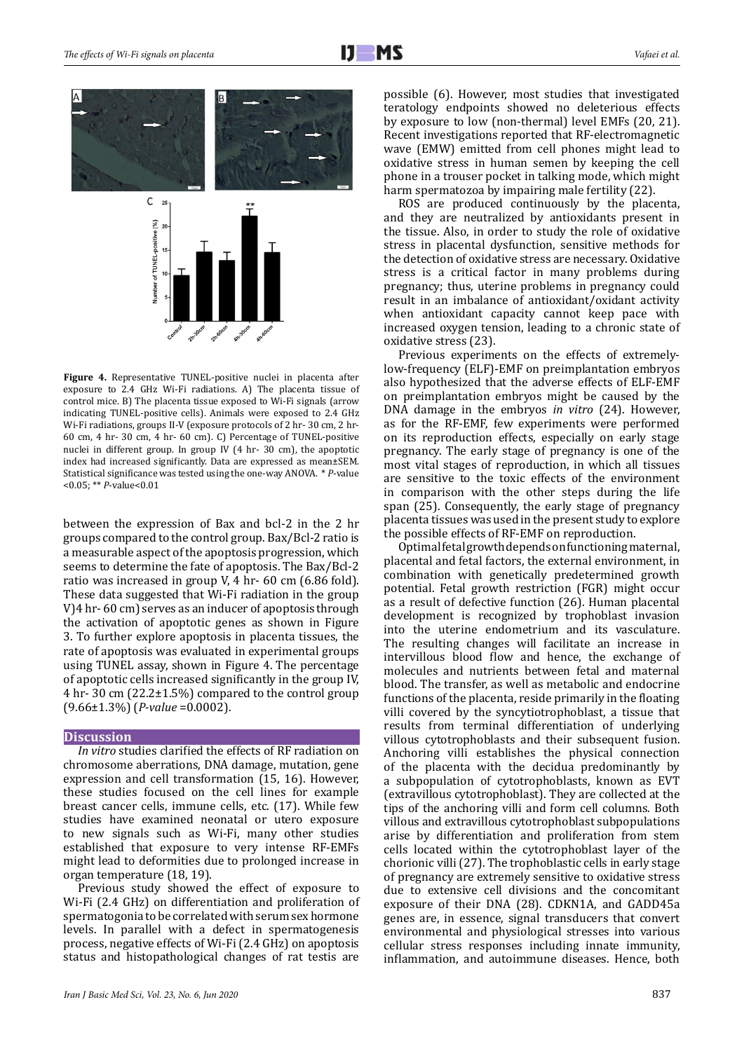**Figure 4.** Representative TUNEL-positive nuclei in placenta after exposure to 2.4 GHz Wi-Fi radiations. A) The placenta tissue of control mice. B) The placenta tissue exposed to Wi-Fi signals (arrow indicating TUNEL-positive cells). Animals were exposed to 2.4 GHz Wi-Fi radiations, groups II-V (exposure protocols of 2 hr- 30 cm, 2 hr- 60 cm, 4 hr- 30 cm, 4 hr- 60 cm). C) Percentage of TUNEL-positive nuclei in different group. In group IV (4 hr- 30 cm), the apoptotic index had increased significantly. Data are expressed as mean±SEM. Statistical significance was tested using the one-way ANOVA. * *P*-value <0.05; ** *P*-value<0.01

between the expression of Bax and bcl-2 in the 2 hr groups compared to the control group. Bax/Bcl-2 ratio is a measurable aspect of the apoptosis progression, which seems to determine the fate of apoptosis. The Bax/Bcl-2 ratio was increased in group V, 4 hr- 60 cm (6.86 fold). These data suggested that Wi-Fi radiation in the group V)4 hr- 60 cm) serves as an inducer of apoptosis through the activation of apoptotic genes as shown in Figure 3. To further explore apoptosis in placenta tissues, the rate of apoptosis was evaluated in experimental groups using TUNEL assay, shown in Figure 4. The percentage of apoptotic cells increased significantly in the group IV, 4 hr- 30 cm (22.2±1.5%) compared to the control group (9.66±1.3%) (*P-value* =0.0002).

## Discussion

*In vitro* studies clarified the effects of RF radiation on chromosome aberrations, DNA damage, mutation, gene expression and cell transformation (15, 16). However, these studies focused on the cell lines for example breast cancer cells, immune cells, etc. (17). While few studies have examined neonatal or utero exposure to new signals such as Wi-Fi, many other studies established that exposure to very intense RF-EMFs might lead to deformities due to prolonged increase in organ temperature (18, 19).

Previous study showed the effect of exposure to Wi-Fi (2.4 GHz) on differentiation and proliferation of spermatogonia to be correlated with serum sex hormone levels. In parallel with a defect in spermatogenesis process, negative effects of Wi-Fi (2.4 GHz) on apoptosis status and histopathological changes of rat testis are possible (6). However, most studies that investigated teratology endpoints showed no deleterious effects by exposure to low (non-thermal) level EMFs (20, 21). Recent investigations reported that RF-electromagnetic wave (EMW) emitted from cell phones might lead to oxidative stress in human semen by keeping the cell phone in a trouser pocket in talking mode, which might harm spermatozoa by impairing male fertility (22).

ROS are produced continuously by the placenta, and they are neutralized by antioxidants present in the tissue. Also, in order to study the role of oxidative stress in placental dysfunction, sensitive methods for the detection of oxidative stress are necessary. Oxidative stress is a critical factor in many problems during pregnancy; thus, uterine problems in pregnancy could result in an imbalance of antioxidant/oxidant activity when antioxidant capacity cannot keep pace with increased oxygen tension, leading to a chronic state of oxidative stress (23).

Previous experiments on the effects of extremely-low-frequency (ELF)-EMF on preimplantation embryos also hypothesized that the adverse effects of ELF-EMF on preimplantation embryos might be caused by the DNA damage in the embryos *in vitro* (24). However, as for the RF-EMF, few experiments were performed on its reproduction effects, especially on early stage pregnancy. The early stage of pregnancy is one of the most vital stages of reproduction, in which all tissues are sensitive to the toxic effects of the environment in comparison with the other steps during the life span (25). Consequently, the early stage of pregnancy placenta tissues was used in the present study to explore the possible effects of RF-EMF on reproduction.

Optimal fetal growth depends on functioning maternal, placental and fetal factors, the external environment, in combination with genetically predetermined growth potential. Fetal growth restriction (FGR) might occur as a result of defective function (26). Human placental development is recognized by trophoblast invasion into the uterine endometrium and its vasculature. The resulting changes will facilitate an increase in intervillous blood flow and hence, the exchange of molecules and nutrients between fetal and maternal blood. The transfer, as well as metabolic and endocrine functions of the placenta, reside primarily in the floating villi covered by the syncytiotrophoblast, a tissue that results from terminal differentiation of underlying villous cytotrophoblasts and their subsequent fusion. Anchoring villi establishes the physical connection of the placenta with the decidua predominantly by a subpopulation of cytotrophoblasts, known as EVT (extravillous cytotrophoblast). They are collected at the tips of the anchoring villi and form cell columns. Both villous and extravillous cytotrophoblast subpopulations arise by differentiation and proliferation from stem cells located within the cytotrophoblast layer of the chorionic villi (27). The trophoblastic cells in early stage of pregnancy are extremely sensitive to oxidative stress due to extensive cell divisions and the concomitant exposure of their DNA (28). CDKN1A, and GADD45a genes are, in essence, signal transducers that convert environmental and physiological stresses into various cellular stress responses including innate immunity, inflammation, and autoimmune diseases. Hence, both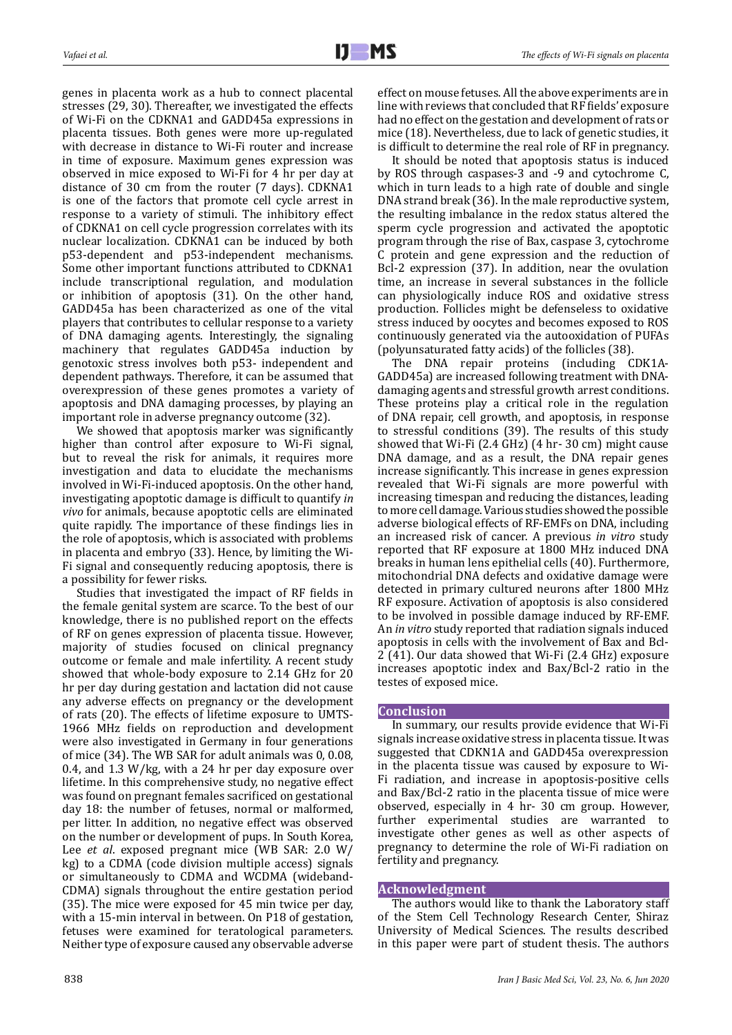genes in placenta work as a hub to connect placental stresses (29, 30). Thereafter, we investigated the effects of Wi-Fi on the CDKNA1 and GADD45a expressions in placenta tissues. Both genes were more up-regulated with decrease in distance to Wi-Fi router and increase in time of exposure. Maximum genes expression was observed in mice exposed to Wi-Fi for 4 hr per day at distance of 30 cm from the router (7 days). CDKNA1 is one of the factors that promote cell cycle arrest in response to a variety of stimuli. The inhibitory effect of CDKNA1 on cell cycle progression correlates with its nuclear localization. CDKNA1 can be induced by both p53-dependent and p53-independent mechanisms. Some other important functions attributed to CDKNA1 include transcriptional regulation, and modulation or inhibition of apoptosis (31). On the other hand, GADD45a has been characterized as one of the vital players that contributes to cellular response to a variety of DNA damaging agents. Interestingly, the signaling machinery that regulates GADD45a induction by genotoxic stress involves both p53- independent and dependent pathways. Therefore, it can be assumed that overexpression of these genes promotes a variety of apoptosis and DNA damaging processes, by playing an important role in adverse pregnancy outcome (32).

We showed that apoptosis marker was significantly higher than control after exposure to Wi-Fi signal, but to reveal the risk for animals, it requires more investigation and data to elucidate the mechanisms involved in Wi-Fi-induced apoptosis. On the other hand, investigating apoptotic damage is difficult to quantify *in vivo* for animals, because apoptotic cells are eliminated quite rapidly. The importance of these findings lies in the role of apoptosis, which is associated with problems in placenta and embryo (33). Hence, by limiting the Wi-Fi signal and consequently reducing apoptosis, there is a possibility for fewer risks.

Studies that investigated the impact of RF fields in the female genital system are scarce. To the best of our knowledge, there is no published report on the effects of RF on genes expression of placenta tissue. However, majority of studies focused on clinical pregnancy outcome or female and male infertility. A recent study showed that whole-body exposure to 2.14 GHz for 20 hr per day during gestation and lactation did not cause any adverse effects on pregnancy or the development of rats (20). The effects of lifetime exposure to UMTS-1966 MHz fields on reproduction and development were also investigated in Germany in four generations of mice (34). The WB SAR for adult animals was 0, 0.08, 0.4, and 1.3 W/kg, with a 24 hr per day exposure over lifetime. In this comprehensive study, no negative effect was found on pregnant females sacrificed on gestational day 18: the number of fetuses, normal or malformed, per litter. In addition, no negative effect was observed on the number or development of pups. In South Korea, Lee *et al*. exposed pregnant mice (WB SAR: 2.0 W/kg) to a CDMA (code division multiple access) signals or simultaneously to CDMA and WCDMA (wideband-CDMA) signals throughout the entire gestation period (35). The mice were exposed for 45 min twice per day, with a 15-min interval in between. On P18 of gestation, fetuses were examined for teratological parameters. Neither type of exposure caused any observable adverse effect on mouse fetuses. All the above experiments are in line with reviews that concluded that RF fields' exposure had no effect on the gestation and development of rats or mice (18). Nevertheless, due to lack of genetic studies, it is difficult to determine the real role of RF in pregnancy.

It should be noted that apoptosis status is induced by ROS through caspases-3 and -9 and cytochrome C, which in turn leads to a high rate of double and single DNA strand break (36). In the male reproductive system, the resulting imbalance in the redox status altered the sperm cycle progression and activated the apoptotic program through the rise of Bax, caspase 3, cytochrome C protein and gene expression and the reduction of Bcl-2 expression (37). In addition, near the ovulation time, an increase in several substances in the follicle can physiologically induce ROS and oxidative stress production. Follicles might be defenseless to oxidative stress induced by oocytes and becomes exposed to ROS continuously generated via the autooxidation of PUFAs (polyunsaturated fatty acids) of the follicles (38).

The DNA repair proteins (including CDK1A-GADD45a) are increased following treatment with DNA-damaging agents and stressful growth arrest conditions. These proteins play a critical role in the regulation of DNA repair, cell growth, and apoptosis, in response to stressful conditions (39). The results of this study showed that Wi-Fi (2.4 GHz) (4 hr- 30 cm) might cause DNA damage, and as a result, the DNA repair genes increase significantly. This increase in genes expression revealed that Wi-Fi signals are more powerful with increasing timespan and reducing the distances, leading to more cell damage. Various studies showed the possible adverse biological effects of RF-EMFs on DNA, including an increased risk of cancer. A previous *in vitro* study reported that RF exposure at 1800 MHz induced DNA breaks in human lens epithelial cells (40). Furthermore, mitochondrial DNA defects and oxidative damage were detected in primary cultured neurons after 1800 MHz RF exposure. Activation of apoptosis is also considered to be involved in possible damage induced by RF-EMF. An *in vitro* study reported that radiation signals induced apoptosis in cells with the involvement of Bax and Bcl-2 (41). Our data showed that Wi-Fi (2.4 GHz) exposure increases apoptotic index and Bax/Bcl-2 ratio in the testes of exposed mice.

## Conclusion

In summary, our results provide evidence that Wi-Fi signals increase oxidative stress in placenta tissue. It was suggested that CDKN1A and GADD45a overexpression in the placenta tissue was caused by exposure to Wi-Fi radiation, and increase in apoptosis-positive cells and Bax/Bcl-2 ratio in the placenta tissue of mice were observed, especially in 4 hr- 30 cm group. However, further experimental studies are warranted to investigate other genes as well as other aspects of pregnancy to determine the role of Wi-Fi radiation on fertility and pregnancy.

## Acknowledgment

The authors would like to thank the Laboratory staff of the Stem Cell Technology Research Center, Shiraz University of Medical Sciences. The results described in this paper were part of student thesis. The authors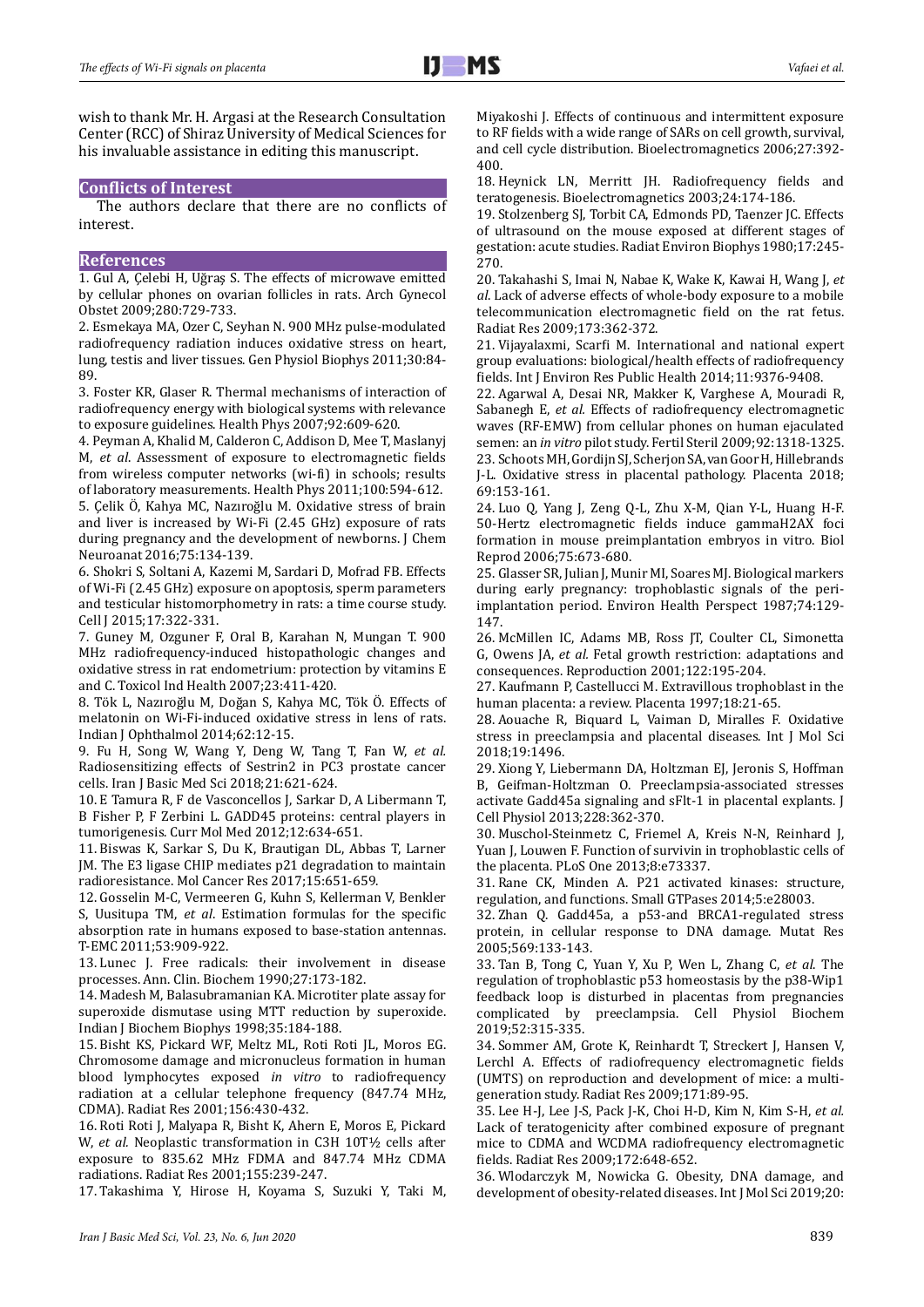wish to thank Mr. H. Argasi at the Research Consultation Center (RCC) of Shiraz University of Medical Sciences for his invaluable assistance in editing this manuscript.

## Conflicts of Interest

The authors declare that there are no conflicts of interest.

## References

1. Gul A, Çelebi H, Uğraş S. The effects of microwave emitted by cellular phones on ovarian follicles in rats. Arch Gynecol Obstet 2009;280:729-733.
2. Esmekaya MA, Ozer C, Seyhan N. 900 MHz pulse-modulated radiofrequency radiation induces oxidative stress on heart, lung, testis and liver tissues. Gen Physiol Biophys 2011;30:84-89.
3. Foster KR, Glaser R. Thermal mechanisms of interaction of radiofrequency energy with biological systems with relevance to exposure guidelines. Health Phys 2007;92:609-620.
4. Peyman A, Khalid M, Calderon C, Addison D, Mee T, Maslanyj M, *et al*. Assessment of exposure to electromagnetic fields from wireless computer networks (wi-fi) in schools; results of laboratory measurements. Health Phys 2011;100:594-612.
5. Çelik Ö, Kahya MC, Nazıroğlu M. Oxidative stress of brain and liver is increased by Wi-Fi (2.45 GHz) exposure of rats during pregnancy and the development of newborns. J Chem Neuroanat 2016;75:134-139.
6. Shokri S, Soltani A, Kazemi M, Sardari D, Mofrad FB. Effects of Wi-Fi (2.45 GHz) exposure on apoptosis, sperm parameters and testicular histomorphometry in rats: a time course study. Cell J 2015;17:322-331.
7. Guney M, Ozguner F, Oral B, Karahan N, Mungan T. 900 MHz radiofrequency-induced histopathologic changes and oxidative stress in rat endometrium: protection by vitamins E and C. Toxicol Ind Health 2007;23:411-420.
8. Tök L, Nazıroğlu M, Doğan S, Kahya MC, Tök Ö. Effects of melatonin on Wi-Fi-induced oxidative stress in lens of rats. Indian J Ophthalmol 2014;62:12-15.
9. Fu H, Song W, Wang Y, Deng W, Tang T, Fan W, *et al.* Radiosensitizing effects of Sestrin2 in PC3 prostate cancer cells. Iran J Basic Med Sci 2018;21:621-624.
10. E Tamura R, F de Vasconcellos J, Sarkar D, A Libermann T, B Fisher P, F Zerbini L. GADD45 proteins: central players in tumorigenesis. Curr Mol Med 2012;12:634-651.
11. Biswas K, Sarkar S, Du K, Brautigan DL, Abbas T, Larner JM. The E3 ligase CHIP mediates p21 degradation to maintain radioresistance. Mol Cancer Res 2017;15:651-659.
12. Gosselin M-C, Vermeeren G, Kuhn S, Kellerman V, Benkler S, Uusitupa TM, *et al*. Estimation formulas for the specific absorption rate in humans exposed to base-station antennas. T-EMC 2011;53:909-922.
13. Lunec J. Free radicals: their involvement in disease processes. Ann. Clin. Biochem 1990;27:173-182.
14. Madesh M, Balasubramanian KA. Microtiter plate assay for superoxide dismutase using MTT reduction by superoxide. Indian J Biochem Biophys 1998;35:184-188.
15. Bisht KS, Pickard WF, Meltz ML, Roti Roti JL, Moros EG. Chromosome damage and micronucleus formation in human blood lymphocytes exposed *in vitro* to radiofrequency radiation at a cellular telephone frequency (847.74 MHz, CDMA). Radiat Res 2001;156:430-432.
16. Roti Roti J, Malyapa R, Bisht K, Ahern E, Moros E, Pickard W, *et al.* Neoplastic transformation in C3H 10T½ cells after exposure to 835.62 MHz FDMA and 847.74 MHz CDMA radiations. Radiat Res 2001;155:239-247.
17. Takashima Y, Hirose H, Koyama S, Suzuki Y, Taki M, Miyakoshi J. Effects of continuous and intermittent exposure to RF fields with a wide range of SARs on cell growth, survival, and cell cycle distribution. Bioelectromagnetics 2006;27:392-400.
18. Heynick LN, Merritt JH. Radiofrequency fields and teratogenesis. Bioelectromagnetics 2003;24:174-186.
19. Stolzenberg SJ, Torbit CA, Edmonds PD, Taenzer JC. Effects of ultrasound on the mouse exposed at different stages of gestation: acute studies. Radiat Environ Biophys 1980;17:245-270.
20. Takahashi S, Imai N, Nabae K, Wake K, Kawai H, Wang J, *et al*. Lack of adverse effects of whole-body exposure to a mobile telecommunication electromagnetic field on the rat fetus. Radiat Res 2009;173:362-372.
21. Vijayalaxmi, Scarfi M. International and national expert group evaluations: biological/health effects of radiofrequency fields. Int J Environ Res Public Health 2014;11:9376-9408.
22. Agarwal A, Desai NR, Makker K, Varghese A, Mouradi R, Sabanegh E, *et al.* Effects of radiofrequency electromagnetic waves (RF-EMW) from cellular phones on human ejaculated semen: an *in vitro* pilot study. Fertil Steril 2009;92:1318-1325.
23. Schoots MH, Gordijn SJ, Scherjon SA, van Goor H, Hillebrands J-L. Oxidative stress in placental pathology. Placenta 2018; 69:153-161.
24. Luo Q, Yang J, Zeng Q-L, Zhu X-M, Qian Y-L, Huang H-F. 50-Hertz electromagnetic fields induce gammaH2AX foci formation in mouse preimplantation embryos in vitro. Biol Reprod 2006;75:673-680.
25. Glasser SR, Julian J, Munir MI, Soares MJ. Biological markers during early pregnancy: trophoblastic signals of the peri-implantation period. Environ Health Perspect 1987;74:129-147.
26. McMillen IC, Adams MB, Ross JT, Coulter CL, Simonetta G, Owens JA, *et al.* Fetal growth restriction: adaptations and consequences. Reproduction 2001;122:195-204.
27. Kaufmann P, Castellucci M. Extravillous trophoblast in the human placenta: a review. Placenta 1997;18:21-65.
28. Aouache R, Biquard L, Vaiman D, Miralles F. Oxidative stress in preeclampsia and placental diseases. Int J Mol Sci 2018;19:1496.
29. Xiong Y, Liebermann DA, Holtzman EJ, Jeronis S, Hoffman B, Geifman-Holtzman O. Preeclampsia-associated stresses activate Gadd45a signaling and sFlt-1 in placental explants. J Cell Physiol 2013;228:362-370.
30. Muschol-Steinmetz C, Friemel A, Kreis N-N, Reinhard J, Yuan J, Louwen F. Function of survivin in trophoblastic cells of the placenta. PLoS One 2013;8:e73337.
31. Rane CK, Minden A. P21 activated kinases: structure, regulation, and functions. Small GTPases 2014;5:e28003.
32. Zhan Q. Gadd45a, a p53-and BRCA1-regulated stress protein, in cellular response to DNA damage. Mutat Res 2005;569:133-143.
33. Tan B, Tong C, Yuan Y, Xu P, Wen L, Zhang C, *et al.* The regulation of trophoblastic p53 homeostasis by the p38-Wip1 feedback loop is disturbed in placentas from pregnancies complicated by preeclampsia. Cell Physiol Biochem 2019;52:315-335.
34. Sommer AM, Grote K, Reinhardt T, Streckert J, Hansen V, Lerchl A. Effects of radiofrequency electromagnetic fields (UMTS) on reproduction and development of mice: a multi-generation study. Radiat Res 2009;171:89-95.
35. Lee H-J, Lee J-S, Pack J-K, Choi H-D, Kim N, Kim S-H, *et al.* Lack of teratogenicity after combined exposure of pregnant mice to CDMA and WCDMA radiofrequency electromagnetic fields. Radiat Res 2009;172:648-652.
36. Wlodarczyk M, Nowicka G. Obesity, DNA damage, and development of obesity-related diseases. Int J Mol Sci 2019;20: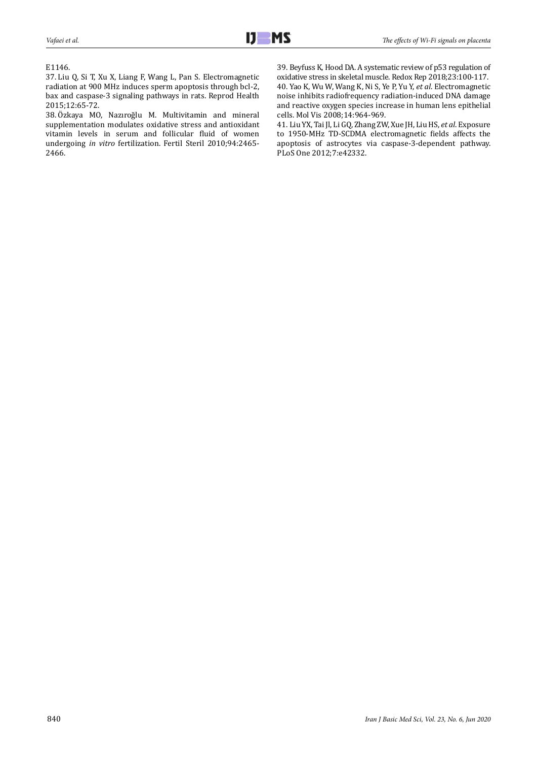E1146.

37. Liu Q, Si T, Xu X, Liang F, Wang L, Pan S. Electromagnetic radiation at 900 MHz induces sperm apoptosis through bcl-2, bax and caspase-3 signaling pathways in rats. Reprod Health 2015;12:65-72.

38. Özkaya MO, Nazıroğlu M. Multivitamin and mineral supplementation modulates oxidative stress and antioxidant vitamin levels in serum and follicular fluid of women undergoing *in vitro* fertilization. Fertil Steril 2010;94:2465-2466.

39. Beyfuss K, Hood DA. A systematic review of p53 regulation of oxidative stress in skeletal muscle. Redox Rep 2018;23:100-117.

40. Yao K, Wu W, Wang K, Ni S, Ye P, Yu Y, *et al*. Electromagnetic noise inhibits radiofrequency radiation-induced DNA damage and reactive oxygen species increase in human lens epithelial cells. Mol Vis 2008;14:964-969.

41. Liu YX, Tai Jl, Li GQ, Zhang ZW, Xue JH, Liu HS, *et al*. Exposure to 1950-MHz TD-SCDMA electromagnetic fields affects the apoptosis of astrocytes via caspase-3-dependent pathway. PLoS One 2012;7:e42332.